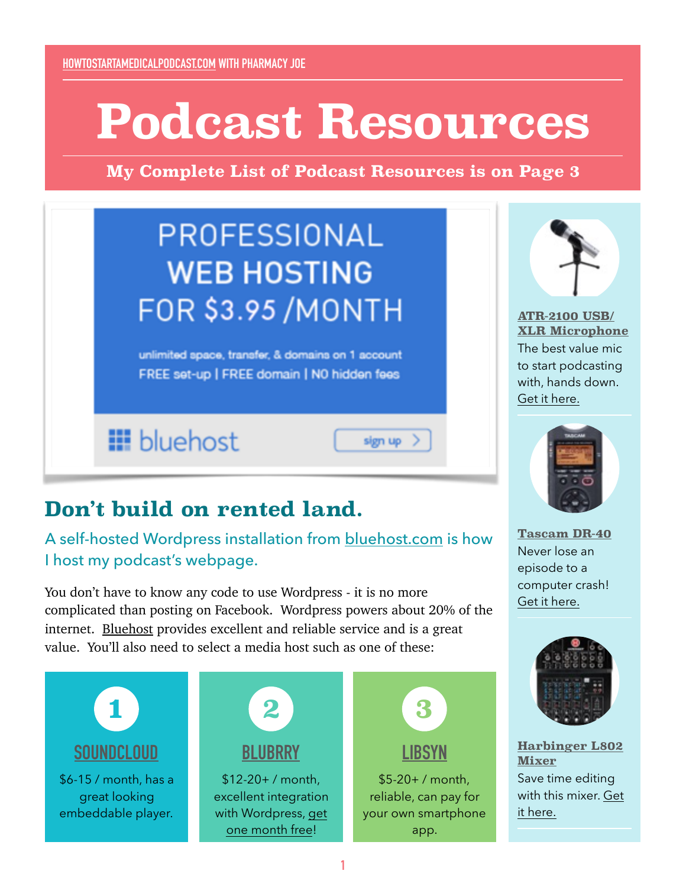HOWTOSTARTAMEDICALPODCAST.COM WITH PHARMACY JOE

# Podcast Resources

**My Complete List of Podcast Resources is on Page 3**

PROFESSIONAL WEB HOSTING FOR $3.95 /MONTH

unlimited space, transfer, & domains on 1 account
FREE set-up | FREE domain | NO hidden fees

bluehost — sign up >

## Don't build on rented land.

A self-hosted Wordpress installation from bluehost.com is how I host my podcast's webpage.

You don't have to know any code to use Wordpress - it is no more complicated than posting on Facebook. Wordpress powers about 20% of the internet. Bluehost provides excellent and reliable service and is a great value. You'll also need to select a media host such as one of these:

**1**
**SOUNDCLOUD**
$6-15 / month, has a great looking embeddable player.

**2**
**BLUBRRY**
$12-20+ / month, excellent integration with Wordpress, get one month free!

**3**
**LIBSYN**
$5-20+ / month, reliable, can pay for your own smartphone app.

**ATR-2100 USB/ XLR Microphone**
The best value mic to start podcasting with, hands down. Get it here.

**Tascam DR-40**
Never lose an episode to a computer crash! Get it here.

**Harbinger L802 Mixer**
Save time editing with this mixer. Get it here.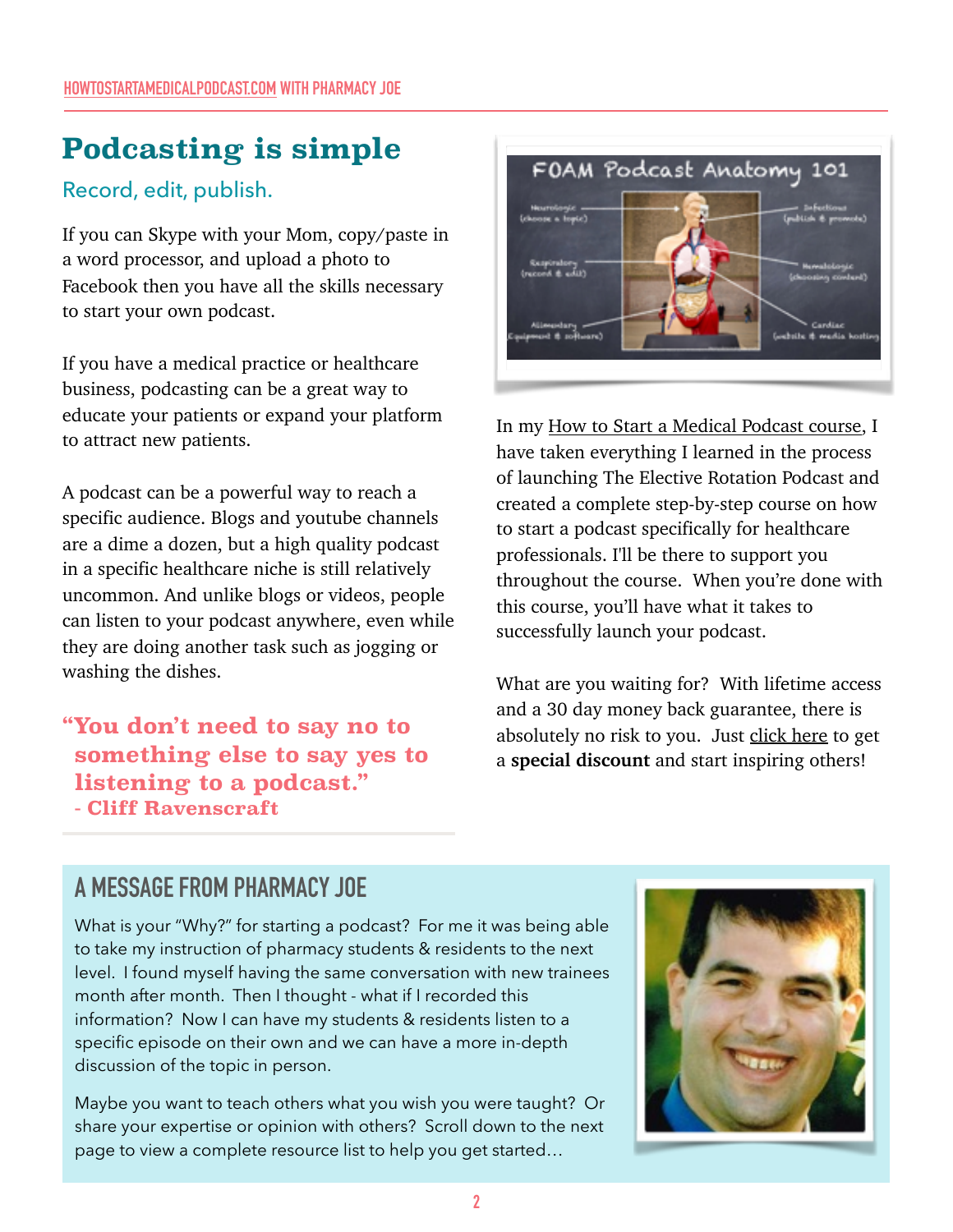# Podcasting is simple

## Record, edit, publish.

If you can Skype with your Mom, copy/paste in a word processor, and upload a photo to Facebook then you have all the skills necessary to start your own podcast.

If you have a medical practice or healthcare business, podcasting can be a great way to educate your patients or expand your platform to attract new patients.

A podcast can be a powerful way to reach a specific audience. Blogs and youtube channels are a dime a dozen, but a high quality podcast in a specific healthcare niche is still relatively uncommon. And unlike blogs or videos, people can listen to your podcast anywhere, even while they are doing another task such as jogging or washing the dishes.

> **"You don't need to say no to something else to say yes to listening to a podcast."**
> **- Cliff Ravenscraft**

In my How to Start a Medical Podcast course, I have taken everything I learned in the process of launching The Elective Rotation Podcast and created a complete step-by-step course on how to start a podcast specifically for healthcare professionals. I'll be there to support you throughout the course. When you're done with this course, you'll have what it takes to successfully launch your podcast.

What are you waiting for? With lifetime access and a 30 day money back guarantee, there is absolutely no risk to you. Just click here to get a **special discount** and start inspiring others!

## A MESSAGE FROM PHARMACY JOE

What is your "Why?" for starting a podcast? For me it was being able to take my instruction of pharmacy students & residents to the next level. I found myself having the same conversation with new trainees month after month. Then I thought - what if I recorded this information? Now I can have my students & residents listen to a specific episode on their own and we can have a more in-depth discussion of the topic in person.

Maybe you want to teach others what you wish you were taught? Or share your expertise or opinion with others? Scroll down to the next page to view a complete resource list to help you get started…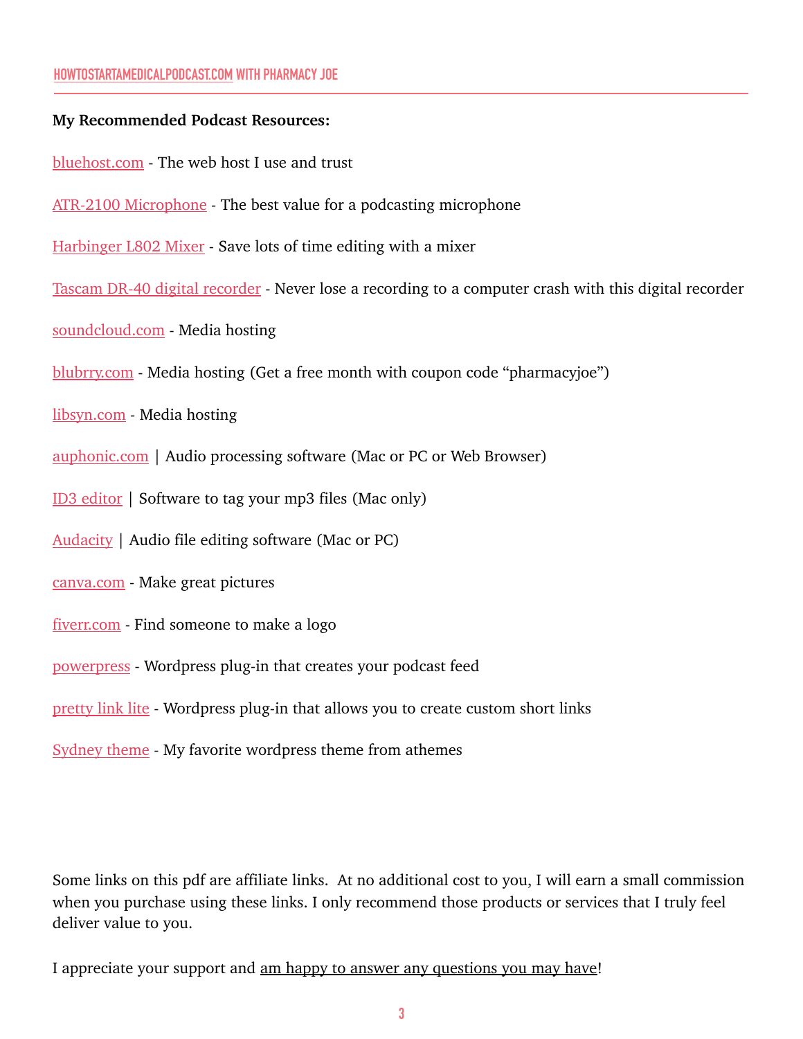**My Recommended Podcast Resources:**

bluehost.com - The web host I use and trust

ATR-2100 Microphone - The best value for a podcasting microphone

Harbinger L802 Mixer - Save lots of time editing with a mixer

Tascam DR-40 digital recorder - Never lose a recording to a computer crash with this digital recorder

soundcloud.com - Media hosting

blubrry.com - Media hosting (Get a free month with coupon code "pharmacyjoe")

libsyn.com - Media hosting

auphonic.com | Audio processing software (Mac or PC or Web Browser)

ID3 editor | Software to tag your mp3 files (Mac only)

Audacity | Audio file editing software (Mac or PC)

canva.com - Make great pictures

fiverr.com - Find someone to make a logo

powerpress - Wordpress plug-in that creates your podcast feed

pretty link lite - Wordpress plug-in that allows you to create custom short links

Sydney theme - My favorite wordpress theme from athemes

Some links on this pdf are affiliate links. At no additional cost to you, I will earn a small commission when you purchase using these links. I only recommend those products or services that I truly feel deliver value to you.

I appreciate your support and am happy to answer any questions you may have!